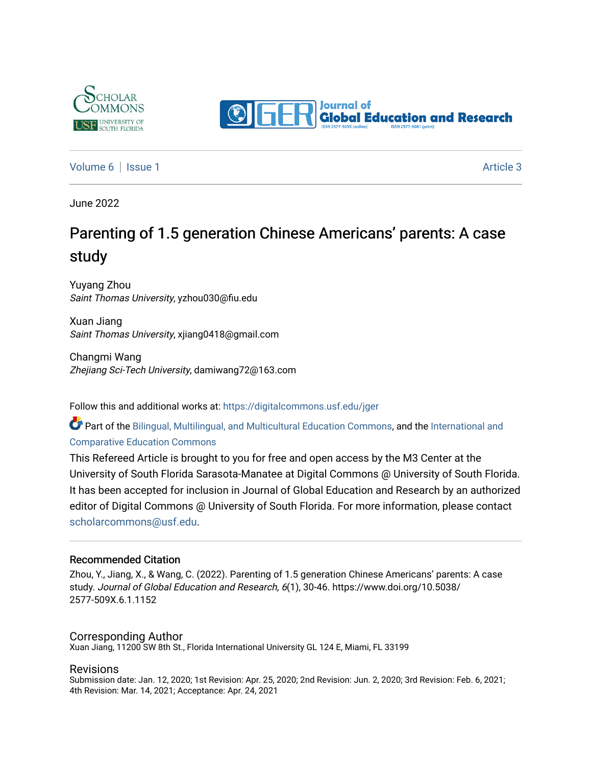Volume 6 | Issue 1 | Article 3

June 2022

# Parenting of 1.5 generation Chinese Americans' parents: A case study

Yuyang Zhou
*Saint Thomas University*, yzhou030@fiu.edu

Xuan Jiang
*Saint Thomas University*, xjiang0418@gmail.com

Changmi Wang
*Zhejiang Sci-Tech University*, damiwang72@163.com

Follow this and additional works at: https://digitalcommons.usf.edu/jger

Part of the Bilingual, Multilingual, and Multicultural Education Commons, and the International and Comparative Education Commons

This Refereed Article is brought to you for free and open access by the M3 Center at the University of South Florida Sarasota-Manatee at Digital Commons @ University of South Florida. It has been accepted for inclusion in Journal of Global Education and Research by an authorized editor of Digital Commons @ University of South Florida. For more information, please contact scholarcommons@usf.edu.

## Recommended Citation

Zhou, Y., Jiang, X., & Wang, C. (2022). Parenting of 1.5 generation Chinese Americans' parents: A case study. *Journal of Global Education and Research, 6*(1), 30-46. https://www.doi.org/10.5038/2577-509X.6.1.1152

## Corresponding Author

Xuan Jiang, 11200 SW 8th St., Florida International University GL 124 E, Miami, FL 33199

## Revisions

Submission date: Jan. 12, 2020; 1st Revision: Apr. 25, 2020; 2nd Revision: Jun. 2, 2020; 3rd Revision: Feb. 6, 2021; 4th Revision: Mar. 14, 2021; Acceptance: Apr. 24, 2021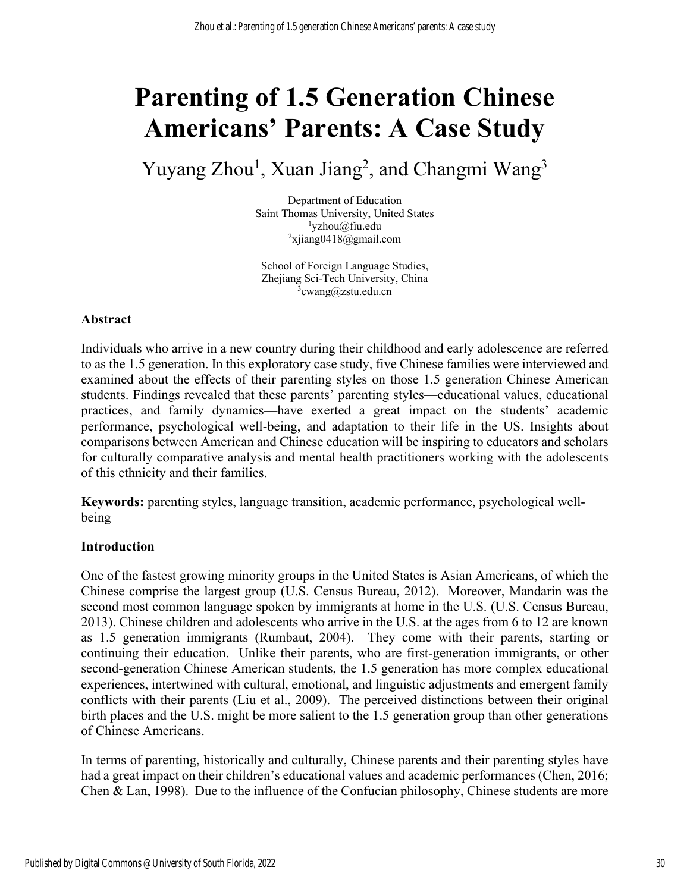# Parenting of 1.5 Generation Chinese Americans' Parents: A Case Study

Yuyang Zhou[1], Xuan Jiang[2], and Changmi Wang[3]

Department of Education
Saint Thomas University, United States
[1]yzhou@fiu.edu
[2]xjiang0418@gmail.com

School of Foreign Language Studies,
Zhejiang Sci-Tech University, China
[3]cwang@zstu.edu.cn

**Abstract**

Individuals who arrive in a new country during their childhood and early adolescence are referred to as the 1.5 generation. In this exploratory case study, five Chinese families were interviewed and examined about the effects of their parenting styles on those 1.5 generation Chinese American students. Findings revealed that these parents' parenting styles—educational values, educational practices, and family dynamics—have exerted a great impact on the students' academic performance, psychological well-being, and adaptation to their life in the US. Insights about comparisons between American and Chinese education will be inspiring to educators and scholars for culturally comparative analysis and mental health practitioners working with the adolescents of this ethnicity and their families.

**Keywords:** parenting styles, language transition, academic performance, psychological well-being

**Introduction**

One of the fastest growing minority groups in the United States is Asian Americans, of which the Chinese comprise the largest group (U.S. Census Bureau, 2012). Moreover, Mandarin was the second most common language spoken by immigrants at home in the U.S. (U.S. Census Bureau, 2013). Chinese children and adolescents who arrive in the U.S. at the ages from 6 to 12 are known as 1.5 generation immigrants (Rumbaut, 2004). They come with their parents, starting or continuing their education. Unlike their parents, who are first-generation immigrants, or other second-generation Chinese American students, the 1.5 generation has more complex educational experiences, intertwined with cultural, emotional, and linguistic adjustments and emergent family conflicts with their parents (Liu et al., 2009). The perceived distinctions between their original birth places and the U.S. might be more salient to the 1.5 generation group than other generations of Chinese Americans.

In terms of parenting, historically and culturally, Chinese parents and their parenting styles have had a great impact on their children's educational values and academic performances (Chen, 2016; Chen & Lan, 1998). Due to the influence of the Confucian philosophy, Chinese students are more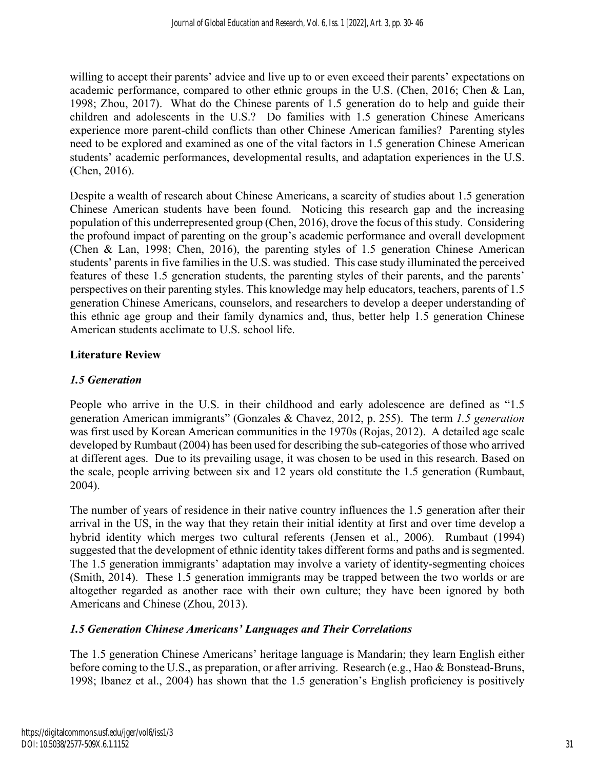willing to accept their parents' advice and live up to or even exceed their parents' expectations on academic performance, compared to other ethnic groups in the U.S. (Chen, 2016; Chen & Lan, 1998; Zhou, 2017). What do the Chinese parents of 1.5 generation do to help and guide their children and adolescents in the U.S.? Do families with 1.5 generation Chinese Americans experience more parent-child conflicts than other Chinese American families? Parenting styles need to be explored and examined as one of the vital factors in 1.5 generation Chinese American students' academic performances, developmental results, and adaptation experiences in the U.S. (Chen, 2016).

Despite a wealth of research about Chinese Americans, a scarcity of studies about 1.5 generation Chinese American students have been found. Noticing this research gap and the increasing population of this underrepresented group (Chen, 2016), drove the focus of this study. Considering the profound impact of parenting on the group's academic performance and overall development (Chen & Lan, 1998; Chen, 2016), the parenting styles of 1.5 generation Chinese American students' parents in five families in the U.S. was studied. This case study illuminated the perceived features of these 1.5 generation students, the parenting styles of their parents, and the parents' perspectives on their parenting styles. This knowledge may help educators, teachers, parents of 1.5 generation Chinese Americans, counselors, and researchers to develop a deeper understanding of this ethnic age group and their family dynamics and, thus, better help 1.5 generation Chinese American students acclimate to U.S. school life.

## Literature Review

### *1.5 Generation*

People who arrive in the U.S. in their childhood and early adolescence are defined as "1.5 generation American immigrants" (Gonzales & Chavez, 2012, p. 255). The term *1.5 generation* was first used by Korean American communities in the 1970s (Rojas, 2012). A detailed age scale developed by Rumbaut (2004) has been used for describing the sub-categories of those who arrived at different ages. Due to its prevailing usage, it was chosen to be used in this research. Based on the scale, people arriving between six and 12 years old constitute the 1.5 generation (Rumbaut, 2004).

The number of years of residence in their native country influences the 1.5 generation after their arrival in the US, in the way that they retain their initial identity at first and over time develop a hybrid identity which merges two cultural referents (Jensen et al., 2006). Rumbaut (1994) suggested that the development of ethnic identity takes different forms and paths and is segmented. The 1.5 generation immigrants' adaptation may involve a variety of identity-segmenting choices (Smith, 2014). These 1.5 generation immigrants may be trapped between the two worlds or are altogether regarded as another race with their own culture; they have been ignored by both Americans and Chinese (Zhou, 2013).

### *1.5 Generation Chinese Americans' Languages and Their Correlations*

The 1.5 generation Chinese Americans' heritage language is Mandarin; they learn English either before coming to the U.S., as preparation, or after arriving. Research (e.g., Hao & Bonstead-Bruns, 1998; Ibanez et al., 2004) has shown that the 1.5 generation's English proficiency is positively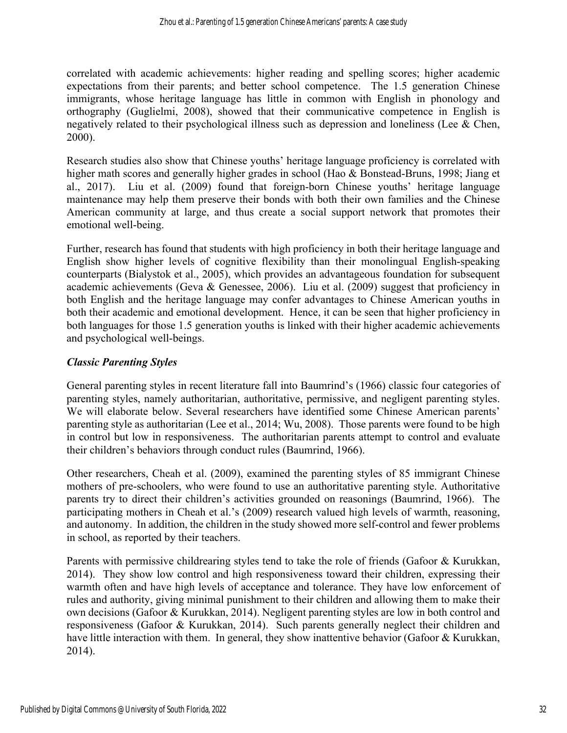correlated with academic achievements: higher reading and spelling scores; higher academic expectations from their parents; and better school competence. The 1.5 generation Chinese immigrants, whose heritage language has little in common with English in phonology and orthography (Guglielmi, 2008), showed that their communicative competence in English is negatively related to their psychological illness such as depression and loneliness (Lee & Chen, 2000).

Research studies also show that Chinese youths' heritage language proficiency is correlated with higher math scores and generally higher grades in school (Hao & Bonstead-Bruns, 1998; Jiang et al., 2017). Liu et al. (2009) found that foreign-born Chinese youths' heritage language maintenance may help them preserve their bonds with both their own families and the Chinese American community at large, and thus create a social support network that promotes their emotional well-being.

Further, research has found that students with high proficiency in both their heritage language and English show higher levels of cognitive flexibility than their monolingual English-speaking counterparts (Bialystok et al., 2005), which provides an advantageous foundation for subsequent academic achievements (Geva & Genessee, 2006). Liu et al. (2009) suggest that proficiency in both English and the heritage language may confer advantages to Chinese American youths in both their academic and emotional development. Hence, it can be seen that higher proficiency in both languages for those 1.5 generation youths is linked with their higher academic achievements and psychological well-beings.

### *Classic Parenting Styles*

General parenting styles in recent literature fall into Baumrind's (1966) classic four categories of parenting styles, namely authoritarian, authoritative, permissive, and negligent parenting styles. We will elaborate below. Several researchers have identified some Chinese American parents' parenting style as authoritarian (Lee et al., 2014; Wu, 2008). Those parents were found to be high in control but low in responsiveness. The authoritarian parents attempt to control and evaluate their children's behaviors through conduct rules (Baumrind, 1966).

Other researchers, Cheah et al. (2009), examined the parenting styles of 85 immigrant Chinese mothers of pre-schoolers, who were found to use an authoritative parenting style. Authoritative parents try to direct their children's activities grounded on reasonings (Baumrind, 1966). The participating mothers in Cheah et al.'s (2009) research valued high levels of warmth, reasoning, and autonomy. In addition, the children in the study showed more self-control and fewer problems in school, as reported by their teachers.

Parents with permissive childrearing styles tend to take the role of friends (Gafoor & Kurukkan, 2014). They show low control and high responsiveness toward their children, expressing their warmth often and have high levels of acceptance and tolerance. They have low enforcement of rules and authority, giving minimal punishment to their children and allowing them to make their own decisions (Gafoor & Kurukkan, 2014). Negligent parenting styles are low in both control and responsiveness (Gafoor & Kurukkan, 2014). Such parents generally neglect their children and have little interaction with them. In general, they show inattentive behavior (Gafoor & Kurukkan, 2014).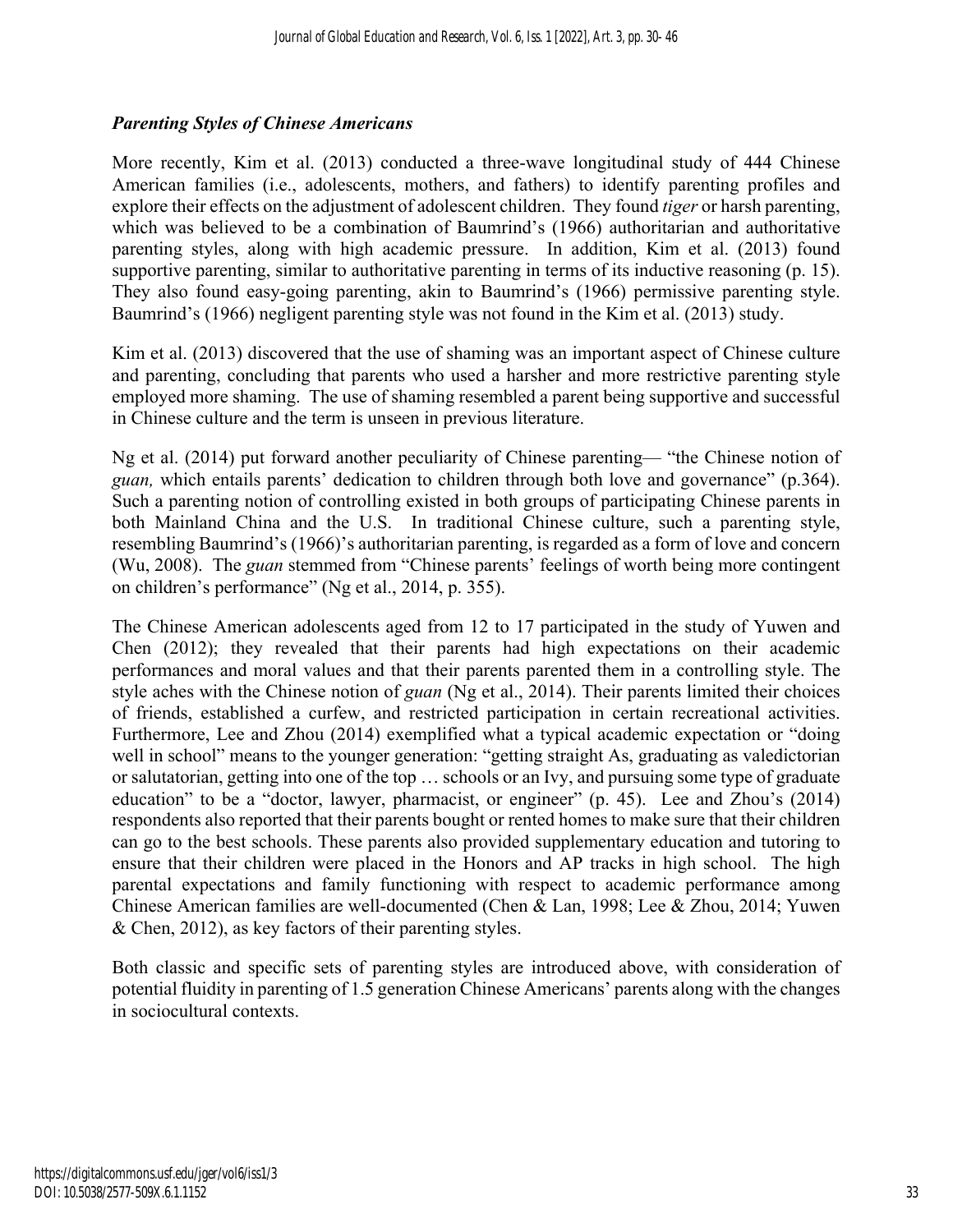### *Parenting Styles of Chinese Americans*

More recently, Kim et al. (2013) conducted a three-wave longitudinal study of 444 Chinese American families (i.e., adolescents, mothers, and fathers) to identify parenting profiles and explore their effects on the adjustment of adolescent children. They found *tiger* or harsh parenting, which was believed to be a combination of Baumrind's (1966) authoritarian and authoritative parenting styles, along with high academic pressure. In addition, Kim et al. (2013) found supportive parenting, similar to authoritative parenting in terms of its inductive reasoning (p. 15). They also found easy-going parenting, akin to Baumrind's (1966) permissive parenting style. Baumrind's (1966) negligent parenting style was not found in the Kim et al. (2013) study.

Kim et al. (2013) discovered that the use of shaming was an important aspect of Chinese culture and parenting, concluding that parents who used a harsher and more restrictive parenting style employed more shaming. The use of shaming resembled a parent being supportive and successful in Chinese culture and the term is unseen in previous literature.

Ng et al. (2014) put forward another peculiarity of Chinese parenting— "the Chinese notion of *guan,* which entails parents' dedication to children through both love and governance" (p.364). Such a parenting notion of controlling existed in both groups of participating Chinese parents in both Mainland China and the U.S. In traditional Chinese culture, such a parenting style, resembling Baumrind's (1966)'s authoritarian parenting, is regarded as a form of love and concern (Wu, 2008). The *guan* stemmed from "Chinese parents' feelings of worth being more contingent on children's performance" (Ng et al., 2014, p. 355).

The Chinese American adolescents aged from 12 to 17 participated in the study of Yuwen and Chen (2012); they revealed that their parents had high expectations on their academic performances and moral values and that their parents parented them in a controlling style. The style aches with the Chinese notion of *guan* (Ng et al., 2014). Their parents limited their choices of friends, established a curfew, and restricted participation in certain recreational activities. Furthermore, Lee and Zhou (2014) exemplified what a typical academic expectation or "doing well in school" means to the younger generation: "getting straight As, graduating as valedictorian or salutatorian, getting into one of the top … schools or an Ivy, and pursuing some type of graduate education" to be a "doctor, lawyer, pharmacist, or engineer" (p. 45). Lee and Zhou's (2014) respondents also reported that their parents bought or rented homes to make sure that their children can go to the best schools. These parents also provided supplementary education and tutoring to ensure that their children were placed in the Honors and AP tracks in high school. The high parental expectations and family functioning with respect to academic performance among Chinese American families are well-documented (Chen & Lan, 1998; Lee & Zhou, 2014; Yuwen & Chen, 2012), as key factors of their parenting styles.

Both classic and specific sets of parenting styles are introduced above, with consideration of potential fluidity in parenting of 1.5 generation Chinese Americans' parents along with the changes in sociocultural contexts.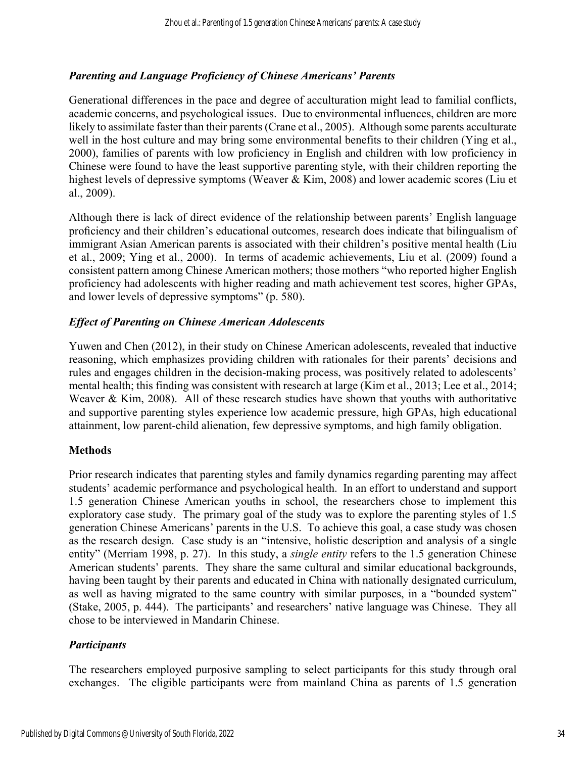### *Parenting and Language Proficiency of Chinese Americans' Parents*

Generational differences in the pace and degree of acculturation might lead to familial conflicts, academic concerns, and psychological issues. Due to environmental influences, children are more likely to assimilate faster than their parents (Crane et al., 2005). Although some parents acculturate well in the host culture and may bring some environmental benefits to their children (Ying et al., 2000), families of parents with low proficiency in English and children with low proficiency in Chinese were found to have the least supportive parenting style, with their children reporting the highest levels of depressive symptoms (Weaver & Kim, 2008) and lower academic scores (Liu et al., 2009).

Although there is lack of direct evidence of the relationship between parents' English language proficiency and their children's educational outcomes, research does indicate that bilingualism of immigrant Asian American parents is associated with their children's positive mental health (Liu et al., 2009; Ying et al., 2000). In terms of academic achievements, Liu et al. (2009) found a consistent pattern among Chinese American mothers; those mothers "who reported higher English proficiency had adolescents with higher reading and math achievement test scores, higher GPAs, and lower levels of depressive symptoms" (p. 580).

### *Effect of Parenting on Chinese American Adolescents*

Yuwen and Chen (2012), in their study on Chinese American adolescents, revealed that inductive reasoning, which emphasizes providing children with rationales for their parents' decisions and rules and engages children in the decision-making process, was positively related to adolescents' mental health; this finding was consistent with research at large (Kim et al., 2013; Lee et al., 2014; Weaver & Kim, 2008). All of these research studies have shown that youths with authoritative and supportive parenting styles experience low academic pressure, high GPAs, high educational attainment, low parent-child alienation, few depressive symptoms, and high family obligation.

## Methods

Prior research indicates that parenting styles and family dynamics regarding parenting may affect students' academic performance and psychological health. In an effort to understand and support 1.5 generation Chinese American youths in school, the researchers chose to implement this exploratory case study. The primary goal of the study was to explore the parenting styles of 1.5 generation Chinese Americans' parents in the U.S. To achieve this goal, a case study was chosen as the research design. Case study is an "intensive, holistic description and analysis of a single entity" (Merriam 1998, p. 27). In this study, a *single entity* refers to the 1.5 generation Chinese American students' parents. They share the same cultural and similar educational backgrounds, having been taught by their parents and educated in China with nationally designated curriculum, as well as having migrated to the same country with similar purposes, in a "bounded system" (Stake, 2005, p. 444). The participants' and researchers' native language was Chinese. They all chose to be interviewed in Mandarin Chinese.

### *Participants*

The researchers employed purposive sampling to select participants for this study through oral exchanges. The eligible participants were from mainland China as parents of 1.5 generation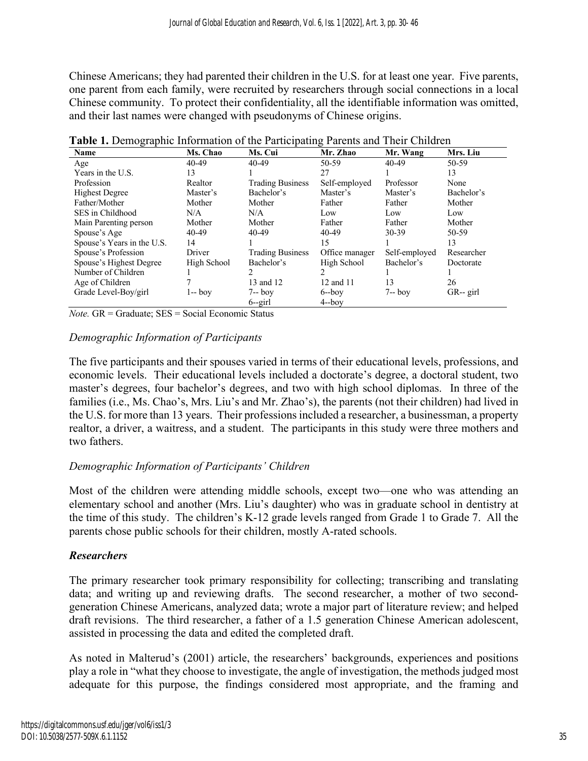Chinese Americans; they had parented their children in the U.S. for at least one year. Five parents, one parent from each family, were recruited by researchers through social connections in a local Chinese community. To protect their confidentiality, all the identifiable information was omitted, and their last names were changed with pseudonyms of Chinese origins.

**Table 1.** Demographic Information of the Participating Parents and Their Children

| Name | Ms. Chao | Ms. Cui | Mr. Zhao | Mr. Wang | Mrs. Liu |
|---|---|---|---|---|---|
| Age | 40-49 | 40-49 | 50-59 | 40-49 | 50-59 |
| Years in the U.S. | 13 | 1 | 27 | 1 | 13 |
| Profession | Realtor | Trading Business | Self-employed | Professor | None |
| Highest Degree | Master's | Bachelor's | Master's | Master's | Bachelor's |
| Father/Mother | Mother | Mother | Father | Father | Mother |
| SES in Childhood | N/A | N/A | Low | Low | Low |
| Main Parenting person | Mother | Mother | Father | Father | Mother |
| Spouse's Age | 40-49 | 40-49 | 40-49 | 30-39 | 50-59 |
| Spouse's Years in the U.S. | 14 | 1 | 15 | 1 | 13 |
| Spouse's Profession | Driver | Trading Business | Office manager | Self-employed | Researcher |
| Spouse's Highest Degree | High School | Bachelor's | High School | Bachelor's | Doctorate |
| Number of Children | 1 | 2 | 2 | 1 | 1 |
| Age of Children | 7 | 13 and 12 | 12 and 11 | 13 | 26 |
| Grade Level-Boy/girl | 1-- boy | 7-- boy<br>6--girl | 6--boy<br>4--boy | 7-- boy | GR-- girl |

*Note.* GR = Graduate; SES = Social Economic Status

### *Demographic Information of Participants*

The five participants and their spouses varied in terms of their educational levels, professions, and economic levels. Their educational levels included a doctorate's degree, a doctoral student, two master's degrees, four bachelor's degrees, and two with high school diplomas. In three of the families (i.e., Ms. Chao's, Mrs. Liu's and Mr. Zhao's), the parents (not their children) had lived in the U.S. for more than 13 years. Their professions included a researcher, a businessman, a property realtor, a driver, a waitress, and a student. The participants in this study were three mothers and two fathers.

### *Demographic Information of Participants' Children*

Most of the children were attending middle schools, except two—one who was attending an elementary school and another (Mrs. Liu's daughter) who was in graduate school in dentistry at the time of this study. The children's K-12 grade levels ranged from Grade 1 to Grade 7. All the parents chose public schools for their children, mostly A-rated schools.

### ***Researchers***

The primary researcher took primary responsibility for collecting; transcribing and translating data; and writing up and reviewing drafts. The second researcher, a mother of two second-generation Chinese Americans, analyzed data; wrote a major part of literature review; and helped draft revisions. The third researcher, a father of a 1.5 generation Chinese American adolescent, assisted in processing the data and edited the completed draft.

As noted in Malterud's (2001) article, the researchers' backgrounds, experiences and positions play a role in "what they choose to investigate, the angle of investigation, the methods judged most adequate for this purpose, the findings considered most appropriate, and the framing and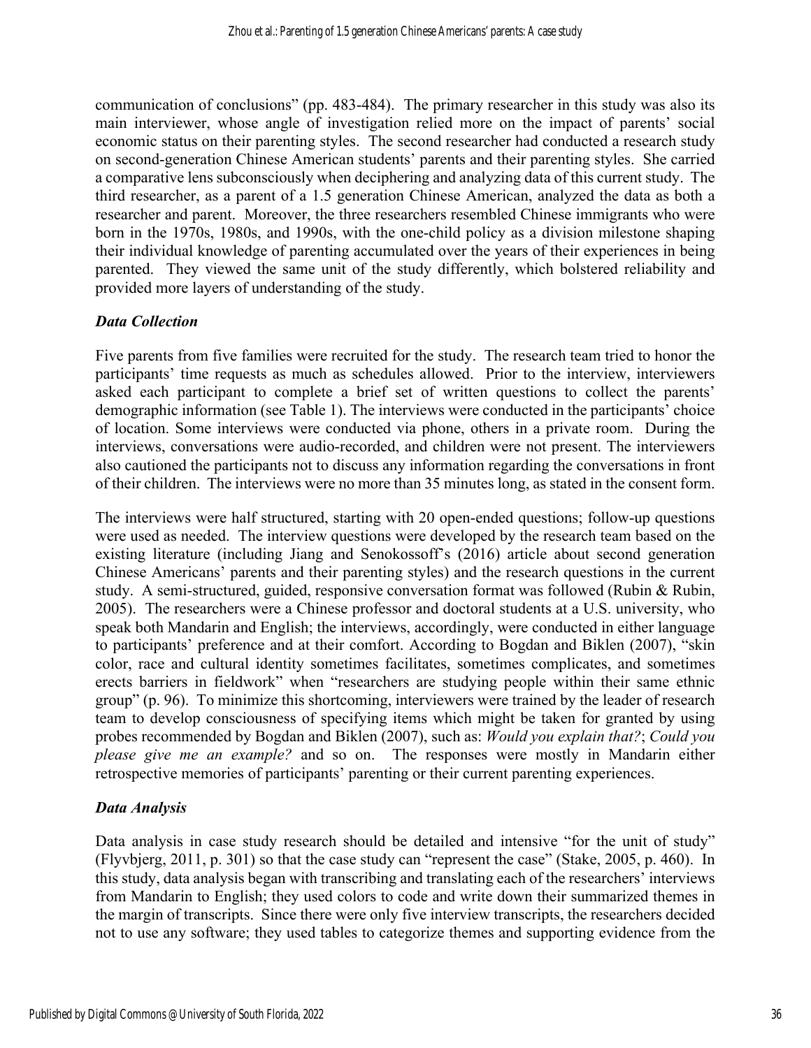communication of conclusions" (pp. 483-484). The primary researcher in this study was also its main interviewer, whose angle of investigation relied more on the impact of parents' social economic status on their parenting styles. The second researcher had conducted a research study on second-generation Chinese American students' parents and their parenting styles. She carried a comparative lens subconsciously when deciphering and analyzing data of this current study. The third researcher, as a parent of a 1.5 generation Chinese American, analyzed the data as both a researcher and parent. Moreover, the three researchers resembled Chinese immigrants who were born in the 1970s, 1980s, and 1990s, with the one-child policy as a division milestone shaping their individual knowledge of parenting accumulated over the years of their experiences in being parented. They viewed the same unit of the study differently, which bolstered reliability and provided more layers of understanding of the study.

### *Data Collection*

Five parents from five families were recruited for the study. The research team tried to honor the participants' time requests as much as schedules allowed. Prior to the interview, interviewers asked each participant to complete a brief set of written questions to collect the parents' demographic information (see Table 1). The interviews were conducted in the participants' choice of location. Some interviews were conducted via phone, others in a private room. During the interviews, conversations were audio-recorded, and children were not present. The interviewers also cautioned the participants not to discuss any information regarding the conversations in front of their children. The interviews were no more than 35 minutes long, as stated in the consent form.

The interviews were half structured, starting with 20 open-ended questions; follow-up questions were used as needed. The interview questions were developed by the research team based on the existing literature (including Jiang and Senokossoff's (2016) article about second generation Chinese Americans' parents and their parenting styles) and the research questions in the current study. A semi-structured, guided, responsive conversation format was followed (Rubin & Rubin, 2005). The researchers were a Chinese professor and doctoral students at a U.S. university, who speak both Mandarin and English; the interviews, accordingly, were conducted in either language to participants' preference and at their comfort. According to Bogdan and Biklen (2007), "skin color, race and cultural identity sometimes facilitates, sometimes complicates, and sometimes erects barriers in fieldwork" when "researchers are studying people within their same ethnic group" (p. 96). To minimize this shortcoming, interviewers were trained by the leader of research team to develop consciousness of specifying items which might be taken for granted by using probes recommended by Bogdan and Biklen (2007), such as: *Would you explain that?*; *Could you please give me an example?* and so on. The responses were mostly in Mandarin either retrospective memories of participants' parenting or their current parenting experiences.

### *Data Analysis*

Data analysis in case study research should be detailed and intensive "for the unit of study" (Flyvbjerg, 2011, p. 301) so that the case study can "represent the case" (Stake, 2005, p. 460). In this study, data analysis began with transcribing and translating each of the researchers' interviews from Mandarin to English; they used colors to code and write down their summarized themes in the margin of transcripts. Since there were only five interview transcripts, the researchers decided not to use any software; they used tables to categorize themes and supporting evidence from the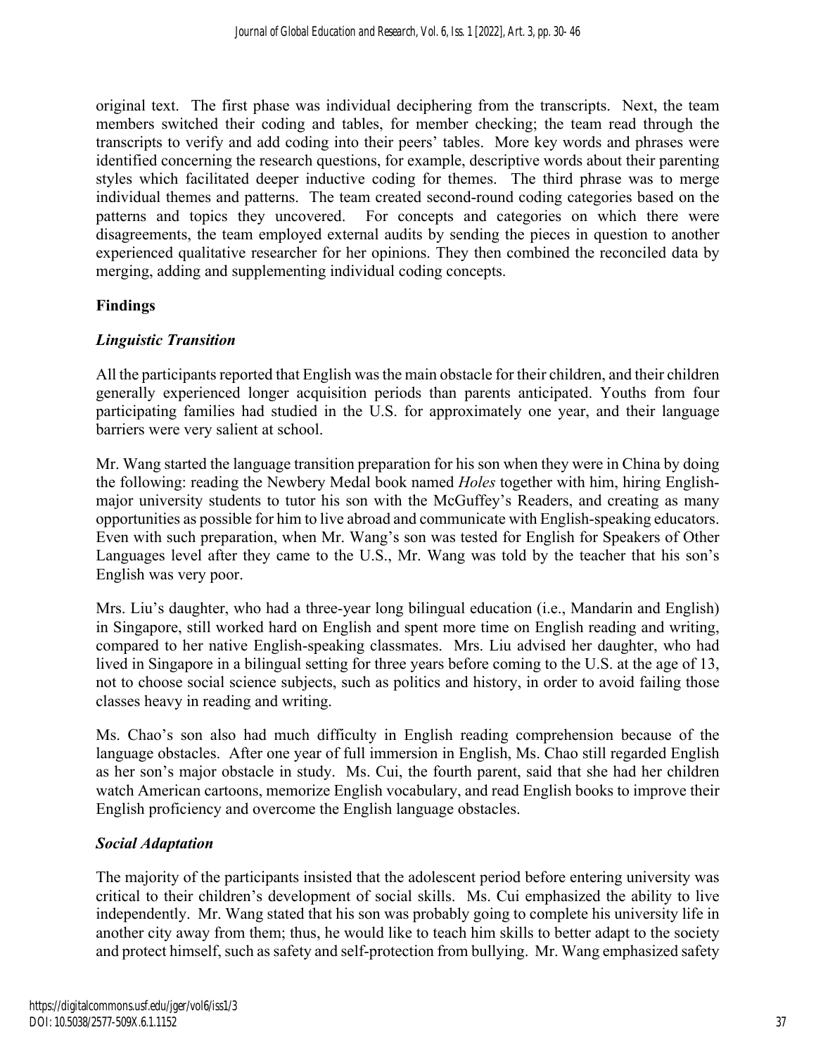original text. The first phase was individual deciphering from the transcripts. Next, the team members switched their coding and tables, for member checking; the team read through the transcripts to verify and add coding into their peers' tables. More key words and phrases were identified concerning the research questions, for example, descriptive words about their parenting styles which facilitated deeper inductive coding for themes. The third phrase was to merge individual themes and patterns. The team created second-round coding categories based on the patterns and topics they uncovered. For concepts and categories on which there were disagreements, the team employed external audits by sending the pieces in question to another experienced qualitative researcher for her opinions. They then combined the reconciled data by merging, adding and supplementing individual coding concepts.

## Findings

### *Linguistic Transition*

All the participants reported that English was the main obstacle for their children, and their children generally experienced longer acquisition periods than parents anticipated. Youths from four participating families had studied in the U.S. for approximately one year, and their language barriers were very salient at school.

Mr. Wang started the language transition preparation for his son when they were in China by doing the following: reading the Newbery Medal book named *Holes* together with him, hiring English-major university students to tutor his son with the McGuffey's Readers, and creating as many opportunities as possible for him to live abroad and communicate with English-speaking educators. Even with such preparation, when Mr. Wang's son was tested for English for Speakers of Other Languages level after they came to the U.S., Mr. Wang was told by the teacher that his son's English was very poor.

Mrs. Liu's daughter, who had a three-year long bilingual education (i.e., Mandarin and English) in Singapore, still worked hard on English and spent more time on English reading and writing, compared to her native English-speaking classmates. Mrs. Liu advised her daughter, who had lived in Singapore in a bilingual setting for three years before coming to the U.S. at the age of 13, not to choose social science subjects, such as politics and history, in order to avoid failing those classes heavy in reading and writing.

Ms. Chao's son also had much difficulty in English reading comprehension because of the language obstacles. After one year of full immersion in English, Ms. Chao still regarded English as her son's major obstacle in study. Ms. Cui, the fourth parent, said that she had her children watch American cartoons, memorize English vocabulary, and read English books to improve their English proficiency and overcome the English language obstacles.

### *Social Adaptation*

The majority of the participants insisted that the adolescent period before entering university was critical to their children's development of social skills. Ms. Cui emphasized the ability to live independently. Mr. Wang stated that his son was probably going to complete his university life in another city away from them; thus, he would like to teach him skills to better adapt to the society and protect himself, such as safety and self-protection from bullying. Mr. Wang emphasized safety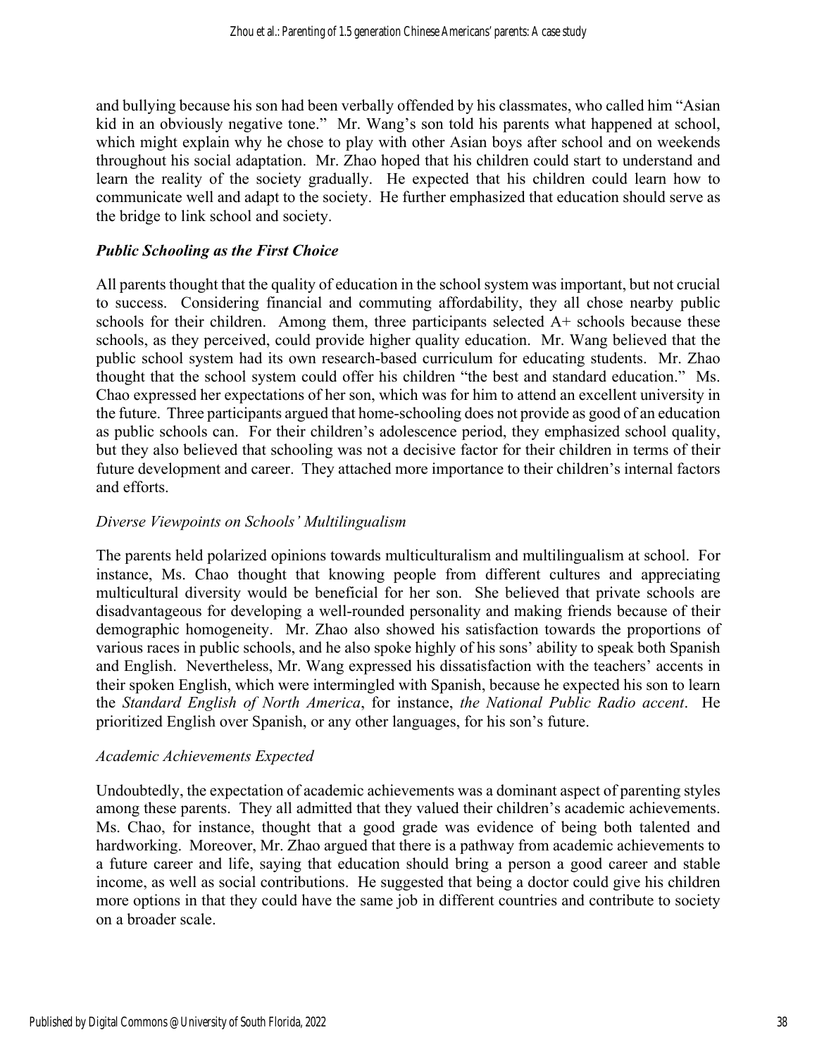and bullying because his son had been verbally offended by his classmates, who called him "Asian kid in an obviously negative tone." Mr. Wang's son told his parents what happened at school, which might explain why he chose to play with other Asian boys after school and on weekends throughout his social adaptation. Mr. Zhao hoped that his children could start to understand and learn the reality of the society gradually. He expected that his children could learn how to communicate well and adapt to the society. He further emphasized that education should serve as the bridge to link school and society.

### ***Public Schooling as the First Choice***

All parents thought that the quality of education in the school system was important, but not crucial to success. Considering financial and commuting affordability, they all chose nearby public schools for their children. Among them, three participants selected A+ schools because these schools, as they perceived, could provide higher quality education. Mr. Wang believed that the public school system had its own research-based curriculum for educating students. Mr. Zhao thought that the school system could offer his children "the best and standard education." Ms. Chao expressed her expectations of her son, which was for him to attend an excellent university in the future. Three participants argued that home-schooling does not provide as good of an education as public schools can. For their children's adolescence period, they emphasized school quality, but they also believed that schooling was not a decisive factor for their children in terms of their future development and career. They attached more importance to their children's internal factors and efforts.

#### *Diverse Viewpoints on Schools' Multilingualism*

The parents held polarized opinions towards multiculturalism and multilingualism at school. For instance, Ms. Chao thought that knowing people from different cultures and appreciating multicultural diversity would be beneficial for her son. She believed that private schools are disadvantageous for developing a well-rounded personality and making friends because of their demographic homogeneity. Mr. Zhao also showed his satisfaction towards the proportions of various races in public schools, and he also spoke highly of his sons' ability to speak both Spanish and English. Nevertheless, Mr. Wang expressed his dissatisfaction with the teachers' accents in their spoken English, which were intermingled with Spanish, because he expected his son to learn the *Standard English of North America*, for instance, *the National Public Radio accent*. He prioritized English over Spanish, or any other languages, for his son's future.

#### *Academic Achievements Expected*

Undoubtedly, the expectation of academic achievements was a dominant aspect of parenting styles among these parents. They all admitted that they valued their children's academic achievements. Ms. Chao, for instance, thought that a good grade was evidence of being both talented and hardworking. Moreover, Mr. Zhao argued that there is a pathway from academic achievements to a future career and life, saying that education should bring a person a good career and stable income, as well as social contributions. He suggested that being a doctor could give his children more options in that they could have the same job in different countries and contribute to society on a broader scale.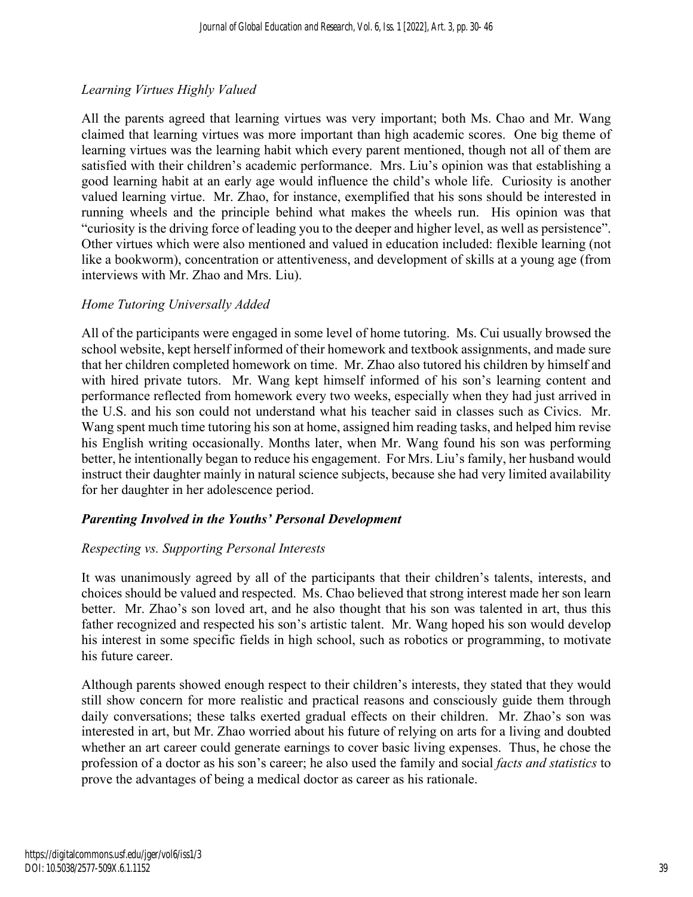*Learning Virtues Highly Valued*

All the parents agreed that learning virtues was very important; both Ms. Chao and Mr. Wang claimed that learning virtues was more important than high academic scores. One big theme of learning virtues was the learning habit which every parent mentioned, though not all of them are satisfied with their children's academic performance. Mrs. Liu's opinion was that establishing a good learning habit at an early age would influence the child's whole life. Curiosity is another valued learning virtue. Mr. Zhao, for instance, exemplified that his sons should be interested in running wheels and the principle behind what makes the wheels run. His opinion was that "curiosity is the driving force of leading you to the deeper and higher level, as well as persistence". Other virtues which were also mentioned and valued in education included: flexible learning (not like a bookworm), concentration or attentiveness, and development of skills at a young age (from interviews with Mr. Zhao and Mrs. Liu).

*Home Tutoring Universally Added*

All of the participants were engaged in some level of home tutoring. Ms. Cui usually browsed the school website, kept herself informed of their homework and textbook assignments, and made sure that her children completed homework on time. Mr. Zhao also tutored his children by himself and with hired private tutors. Mr. Wang kept himself informed of his son's learning content and performance reflected from homework every two weeks, especially when they had just arrived in the U.S. and his son could not understand what his teacher said in classes such as Civics. Mr. Wang spent much time tutoring his son at home, assigned him reading tasks, and helped him revise his English writing occasionally. Months later, when Mr. Wang found his son was performing better, he intentionally began to reduce his engagement. For Mrs. Liu's family, her husband would instruct their daughter mainly in natural science subjects, because she had very limited availability for her daughter in her adolescence period.

***Parenting Involved in the Youths' Personal Development***

*Respecting vs. Supporting Personal Interests*

It was unanimously agreed by all of the participants that their children's talents, interests, and choices should be valued and respected. Ms. Chao believed that strong interest made her son learn better. Mr. Zhao's son loved art, and he also thought that his son was talented in art, thus this father recognized and respected his son's artistic talent. Mr. Wang hoped his son would develop his interest in some specific fields in high school, such as robotics or programming, to motivate his future career.

Although parents showed enough respect to their children's interests, they stated that they would still show concern for more realistic and practical reasons and consciously guide them through daily conversations; these talks exerted gradual effects on their children. Mr. Zhao's son was interested in art, but Mr. Zhao worried about his future of relying on arts for a living and doubted whether an art career could generate earnings to cover basic living expenses. Thus, he chose the profession of a doctor as his son's career; he also used the family and social *facts and statistics* to prove the advantages of being a medical doctor as career as his rationale.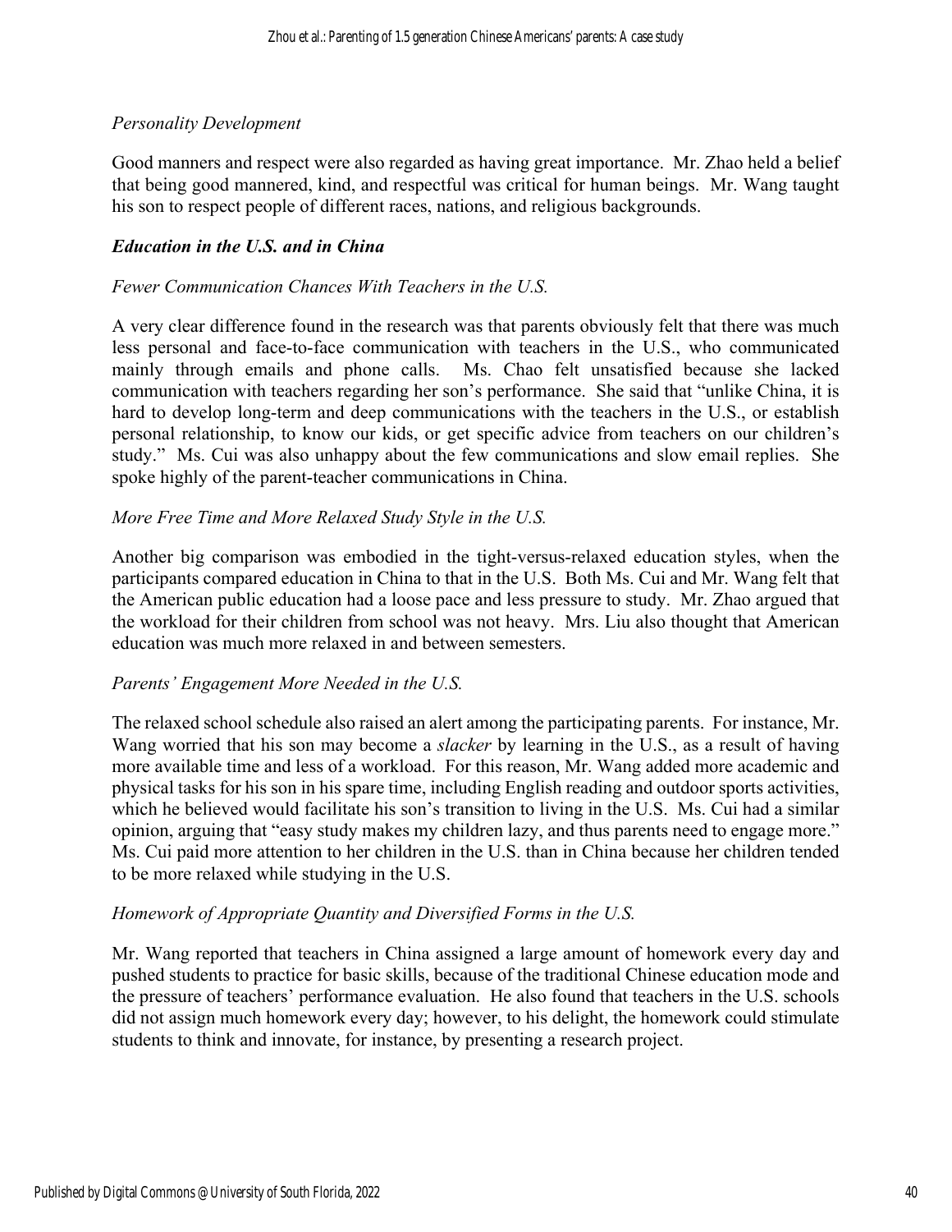*Personality Development*

Good manners and respect were also regarded as having great importance. Mr. Zhao held a belief that being good mannered, kind, and respectful was critical for human beings. Mr. Wang taught his son to respect people of different races, nations, and religious backgrounds.

### ***Education in the U.S. and in China***

*Fewer Communication Chances With Teachers in the U.S.*

A very clear difference found in the research was that parents obviously felt that there was much less personal and face-to-face communication with teachers in the U.S., who communicated mainly through emails and phone calls. Ms. Chao felt unsatisfied because she lacked communication with teachers regarding her son's performance. She said that "unlike China, it is hard to develop long-term and deep communications with the teachers in the U.S., or establish personal relationship, to know our kids, or get specific advice from teachers on our children's study." Ms. Cui was also unhappy about the few communications and slow email replies. She spoke highly of the parent-teacher communications in China.

*More Free Time and More Relaxed Study Style in the U.S.*

Another big comparison was embodied in the tight-versus-relaxed education styles, when the participants compared education in China to that in the U.S. Both Ms. Cui and Mr. Wang felt that the American public education had a loose pace and less pressure to study. Mr. Zhao argued that the workload for their children from school was not heavy. Mrs. Liu also thought that American education was much more relaxed in and between semesters.

*Parents' Engagement More Needed in the U.S.*

The relaxed school schedule also raised an alert among the participating parents. For instance, Mr. Wang worried that his son may become a *slacker* by learning in the U.S., as a result of having more available time and less of a workload. For this reason, Mr. Wang added more academic and physical tasks for his son in his spare time, including English reading and outdoor sports activities, which he believed would facilitate his son's transition to living in the U.S. Ms. Cui had a similar opinion, arguing that "easy study makes my children lazy, and thus parents need to engage more." Ms. Cui paid more attention to her children in the U.S. than in China because her children tended to be more relaxed while studying in the U.S.

*Homework of Appropriate Quantity and Diversified Forms in the U.S.*

Mr. Wang reported that teachers in China assigned a large amount of homework every day and pushed students to practice for basic skills, because of the traditional Chinese education mode and the pressure of teachers' performance evaluation. He also found that teachers in the U.S. schools did not assign much homework every day; however, to his delight, the homework could stimulate students to think and innovate, for instance, by presenting a research project.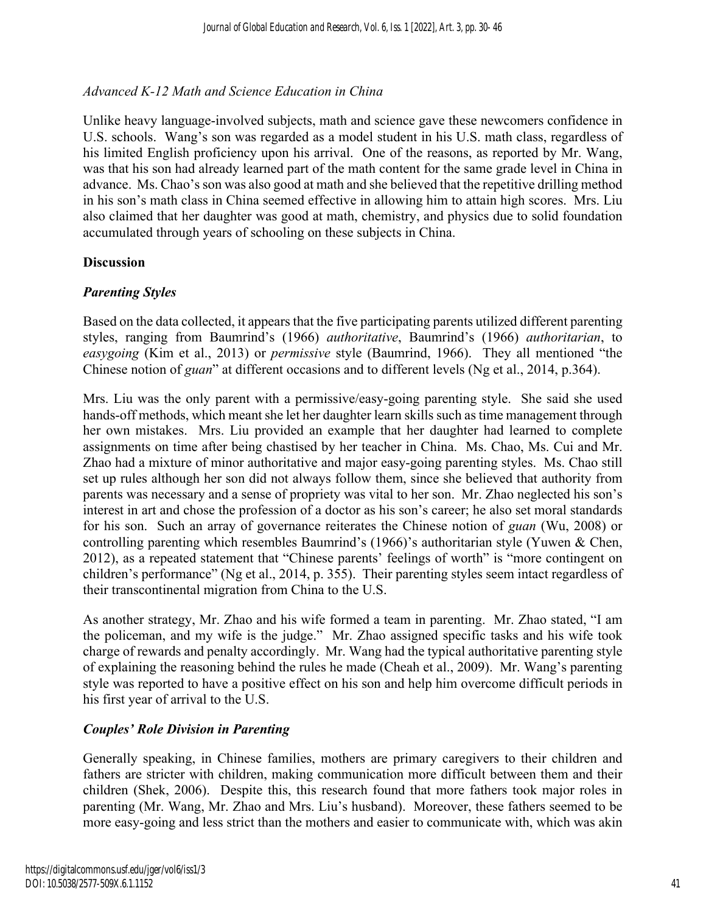### *Advanced K-12 Math and Science Education in China*

Unlike heavy language-involved subjects, math and science gave these newcomers confidence in U.S. schools. Wang's son was regarded as a model student in his U.S. math class, regardless of his limited English proficiency upon his arrival. One of the reasons, as reported by Mr. Wang, was that his son had already learned part of the math content for the same grade level in China in advance. Ms. Chao's son was also good at math and she believed that the repetitive drilling method in his son's math class in China seemed effective in allowing him to attain high scores. Mrs. Liu also claimed that her daughter was good at math, chemistry, and physics due to solid foundation accumulated through years of schooling on these subjects in China.

## **Discussion**

### ***Parenting Styles***

Based on the data collected, it appears that the five participating parents utilized different parenting styles, ranging from Baumrind's (1966) *authoritative*, Baumrind's (1966) *authoritarian*, to *easygoing* (Kim et al., 2013) or *permissive* style (Baumrind, 1966). They all mentioned "the Chinese notion of *guan*" at different occasions and to different levels (Ng et al., 2014, p.364).

Mrs. Liu was the only parent with a permissive/easy-going parenting style. She said she used hands-off methods, which meant she let her daughter learn skills such as time management through her own mistakes. Mrs. Liu provided an example that her daughter had learned to complete assignments on time after being chastised by her teacher in China. Ms. Chao, Ms. Cui and Mr. Zhao had a mixture of minor authoritative and major easy-going parenting styles. Ms. Chao still set up rules although her son did not always follow them, since she believed that authority from parents was necessary and a sense of propriety was vital to her son. Mr. Zhao neglected his son's interest in art and chose the profession of a doctor as his son's career; he also set moral standards for his son. Such an array of governance reiterates the Chinese notion of *guan* (Wu, 2008) or controlling parenting which resembles Baumrind's (1966)'s authoritarian style (Yuwen & Chen, 2012), as a repeated statement that "Chinese parents' feelings of worth" is "more contingent on children's performance" (Ng et al., 2014, p. 355). Their parenting styles seem intact regardless of their transcontinental migration from China to the U.S.

As another strategy, Mr. Zhao and his wife formed a team in parenting. Mr. Zhao stated, "I am the policeman, and my wife is the judge." Mr. Zhao assigned specific tasks and his wife took charge of rewards and penalty accordingly. Mr. Wang had the typical authoritative parenting style of explaining the reasoning behind the rules he made (Cheah et al., 2009). Mr. Wang's parenting style was reported to have a positive effect on his son and help him overcome difficult periods in his first year of arrival to the U.S.

### ***Couples' Role Division in Parenting***

Generally speaking, in Chinese families, mothers are primary caregivers to their children and fathers are stricter with children, making communication more difficult between them and their children (Shek, 2006). Despite this, this research found that more fathers took major roles in parenting (Mr. Wang, Mr. Zhao and Mrs. Liu's husband). Moreover, these fathers seemed to be more easy-going and less strict than the mothers and easier to communicate with, which was akin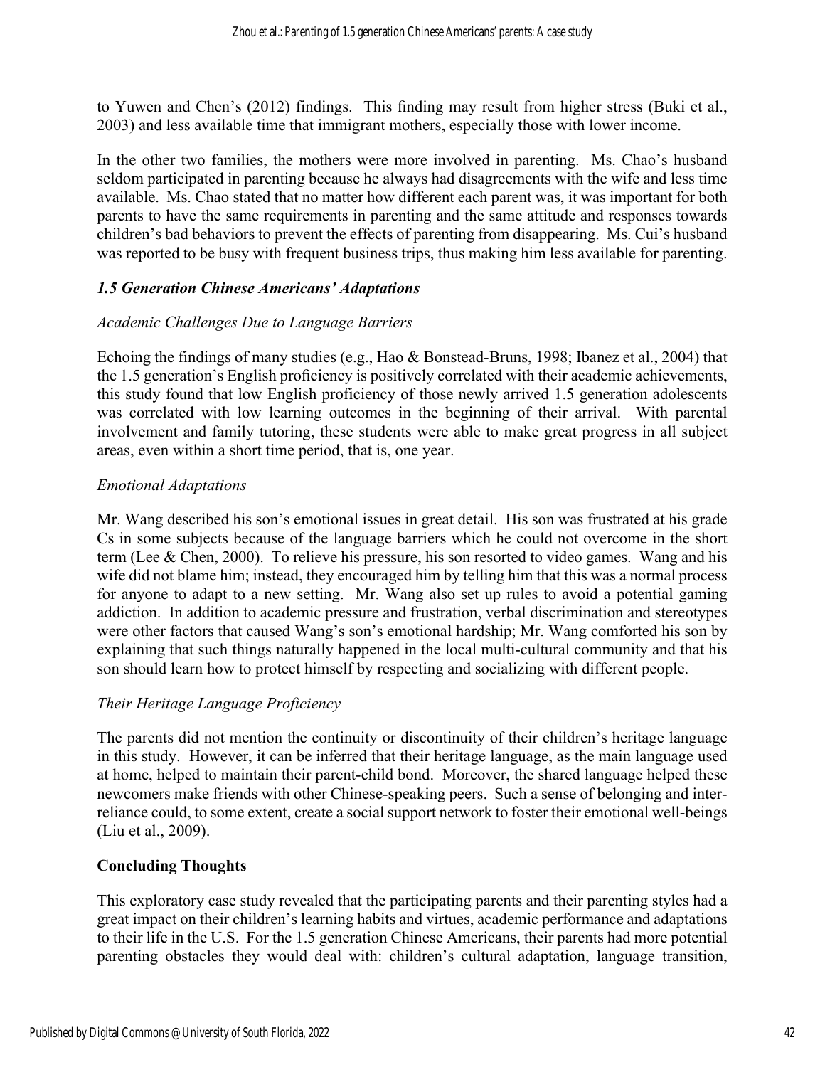to Yuwen and Chen's (2012) findings. This finding may result from higher stress (Buki et al., 2003) and less available time that immigrant mothers, especially those with lower income.

In the other two families, the mothers were more involved in parenting. Ms. Chao's husband seldom participated in parenting because he always had disagreements with the wife and less time available. Ms. Chao stated that no matter how different each parent was, it was important for both parents to have the same requirements in parenting and the same attitude and responses towards children's bad behaviors to prevent the effects of parenting from disappearing. Ms. Cui's husband was reported to be busy with frequent business trips, thus making him less available for parenting.

### *1.5 Generation Chinese Americans' Adaptations*

#### *Academic Challenges Due to Language Barriers*

Echoing the findings of many studies (e.g., Hao & Bonstead-Bruns, 1998; Ibanez et al., 2004) that the 1.5 generation's English proficiency is positively correlated with their academic achievements, this study found that low English proficiency of those newly arrived 1.5 generation adolescents was correlated with low learning outcomes in the beginning of their arrival. With parental involvement and family tutoring, these students were able to make great progress in all subject areas, even within a short time period, that is, one year.

#### *Emotional Adaptations*

Mr. Wang described his son's emotional issues in great detail. His son was frustrated at his grade Cs in some subjects because of the language barriers which he could not overcome in the short term (Lee & Chen, 2000). To relieve his pressure, his son resorted to video games. Wang and his wife did not blame him; instead, they encouraged him by telling him that this was a normal process for anyone to adapt to a new setting. Mr. Wang also set up rules to avoid a potential gaming addiction. In addition to academic pressure and frustration, verbal discrimination and stereotypes were other factors that caused Wang's son's emotional hardship; Mr. Wang comforted his son by explaining that such things naturally happened in the local multi-cultural community and that his son should learn how to protect himself by respecting and socializing with different people.

#### *Their Heritage Language Proficiency*

The parents did not mention the continuity or discontinuity of their children's heritage language in this study. However, it can be inferred that their heritage language, as the main language used at home, helped to maintain their parent-child bond. Moreover, the shared language helped these newcomers make friends with other Chinese-speaking peers. Such a sense of belonging and inter-reliance could, to some extent, create a social support network to foster their emotional well-beings (Liu et al., 2009).

## **Concluding Thoughts**

This exploratory case study revealed that the participating parents and their parenting styles had a great impact on their children's learning habits and virtues, academic performance and adaptations to their life in the U.S. For the 1.5 generation Chinese Americans, their parents had more potential parenting obstacles they would deal with: children's cultural adaptation, language transition,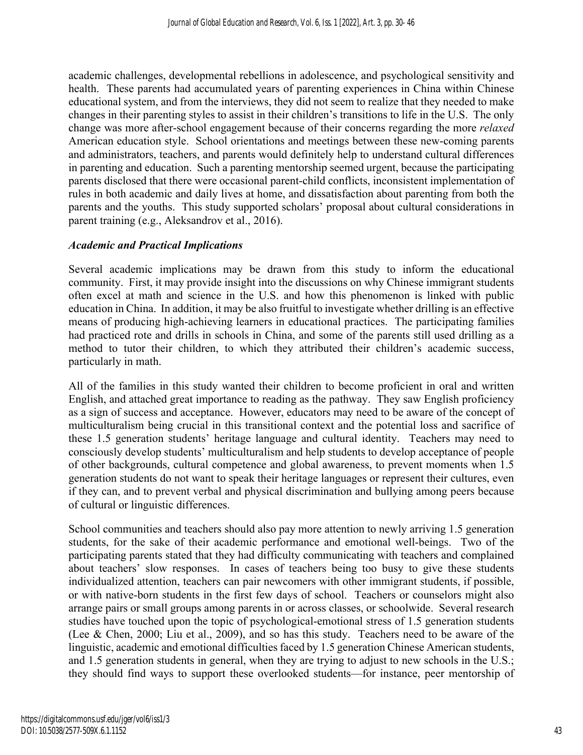academic challenges, developmental rebellions in adolescence, and psychological sensitivity and health. These parents had accumulated years of parenting experiences in China within Chinese educational system, and from the interviews, they did not seem to realize that they needed to make changes in their parenting styles to assist in their children's transitions to life in the U.S. The only change was more after-school engagement because of their concerns regarding the more *relaxed* American education style. School orientations and meetings between these new-coming parents and administrators, teachers, and parents would definitely help to understand cultural differences in parenting and education. Such a parenting mentorship seemed urgent, because the participating parents disclosed that there were occasional parent-child conflicts, inconsistent implementation of rules in both academic and daily lives at home, and dissatisfaction about parenting from both the parents and the youths. This study supported scholars' proposal about cultural considerations in parent training (e.g., Aleksandrov et al., 2016).

### *Academic and Practical Implications*

Several academic implications may be drawn from this study to inform the educational community. First, it may provide insight into the discussions on why Chinese immigrant students often excel at math and science in the U.S. and how this phenomenon is linked with public education in China. In addition, it may be also fruitful to investigate whether drilling is an effective means of producing high-achieving learners in educational practices. The participating families had practiced rote and drills in schools in China, and some of the parents still used drilling as a method to tutor their children, to which they attributed their children's academic success, particularly in math.

All of the families in this study wanted their children to become proficient in oral and written English, and attached great importance to reading as the pathway. They saw English proficiency as a sign of success and acceptance. However, educators may need to be aware of the concept of multiculturalism being crucial in this transitional context and the potential loss and sacrifice of these 1.5 generation students' heritage language and cultural identity. Teachers may need to consciously develop students' multiculturalism and help students to develop acceptance of people of other backgrounds, cultural competence and global awareness, to prevent moments when 1.5 generation students do not want to speak their heritage languages or represent their cultures, even if they can, and to prevent verbal and physical discrimination and bullying among peers because of cultural or linguistic differences.

School communities and teachers should also pay more attention to newly arriving 1.5 generation students, for the sake of their academic performance and emotional well-beings. Two of the participating parents stated that they had difficulty communicating with teachers and complained about teachers' slow responses. In cases of teachers being too busy to give these students individualized attention, teachers can pair newcomers with other immigrant students, if possible, or with native-born students in the first few days of school. Teachers or counselors might also arrange pairs or small groups among parents in or across classes, or schoolwide. Several research studies have touched upon the topic of psychological-emotional stress of 1.5 generation students (Lee & Chen, 2000; Liu et al., 2009), and so has this study. Teachers need to be aware of the linguistic, academic and emotional difficulties faced by 1.5 generation Chinese American students, and 1.5 generation students in general, when they are trying to adjust to new schools in the U.S.; they should find ways to support these overlooked students—for instance, peer mentorship of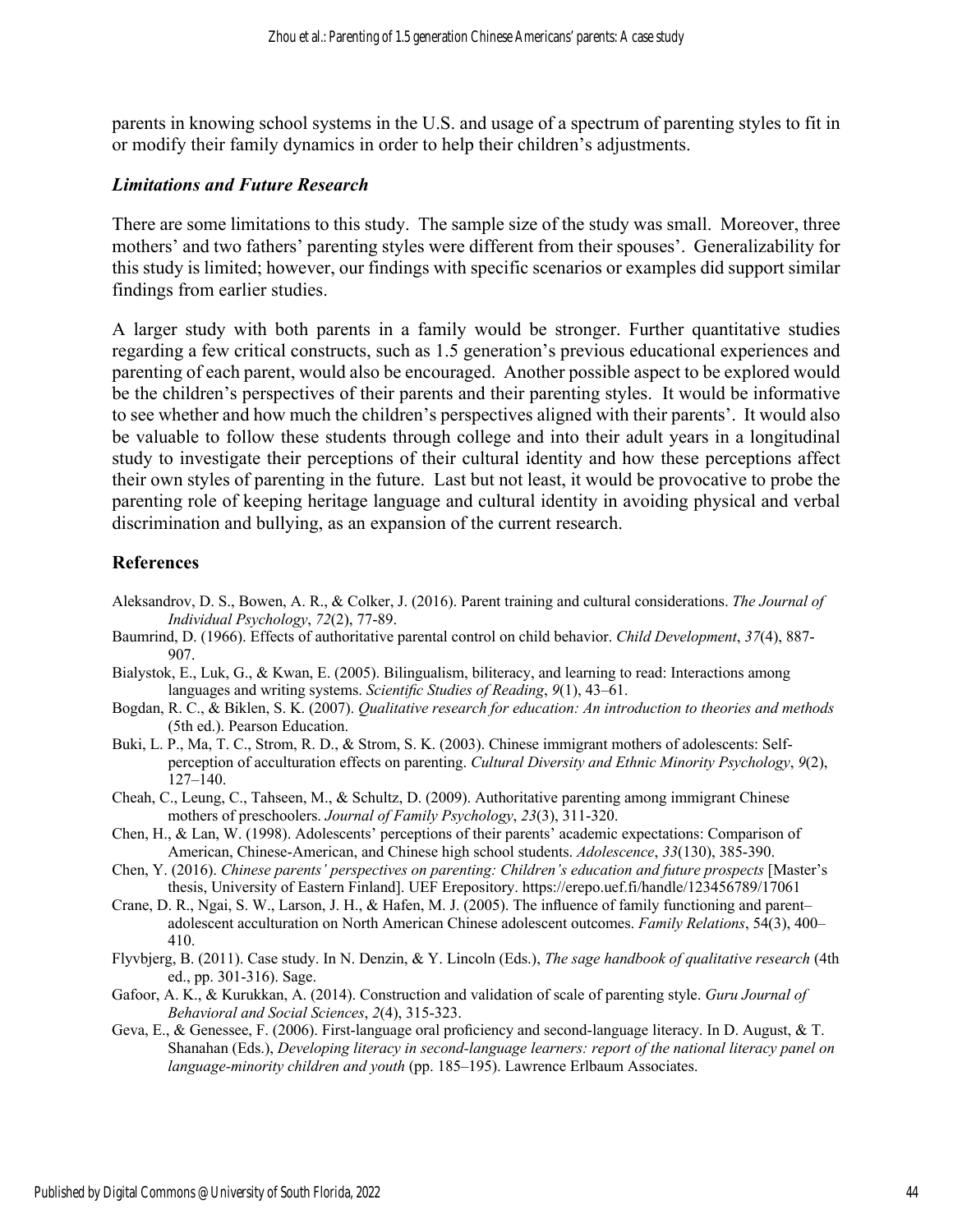parents in knowing school systems in the U.S. and usage of a spectrum of parenting styles to fit in or modify their family dynamics in order to help their children's adjustments.

### *Limitations and Future Research*

There are some limitations to this study. The sample size of the study was small. Moreover, three mothers' and two fathers' parenting styles were different from their spouses'. Generalizability for this study is limited; however, our findings with specific scenarios or examples did support similar findings from earlier studies.

A larger study with both parents in a family would be stronger. Further quantitative studies regarding a few critical constructs, such as 1.5 generation's previous educational experiences and parenting of each parent, would also be encouraged. Another possible aspect to be explored would be the children's perspectives of their parents and their parenting styles. It would be informative to see whether and how much the children's perspectives aligned with their parents'. It would also be valuable to follow these students through college and into their adult years in a longitudinal study to investigate their perceptions of their cultural identity and how these perceptions affect their own styles of parenting in the future. Last but not least, it would be provocative to probe the parenting role of keeping heritage language and cultural identity in avoiding physical and verbal discrimination and bullying, as an expansion of the current research.

## References

Aleksandrov, D. S., Bowen, A. R., & Colker, J. (2016). Parent training and cultural considerations. *The Journal of Individual Psychology*, *72*(2), 77-89.

Baumrind, D. (1966). Effects of authoritative parental control on child behavior. *Child Development*, *37*(4), 887-907.

Bialystok, E., Luk, G., & Kwan, E. (2005). Bilingualism, biliteracy, and learning to read: Interactions among languages and writing systems. *Scientific Studies of Reading*, *9*(1), 43–61.

Bogdan, R. C., & Biklen, S. K. (2007). *Qualitative research for education: An introduction to theories and methods* (5th ed.). Pearson Education.

Buki, L. P., Ma, T. C., Strom, R. D., & Strom, S. K. (2003). Chinese immigrant mothers of adolescents: Self-perception of acculturation effects on parenting. *Cultural Diversity and Ethnic Minority Psychology*, *9*(2), 127–140.

Cheah, C., Leung, C., Tahseen, M., & Schultz, D. (2009). Authoritative parenting among immigrant Chinese mothers of preschoolers. *Journal of Family Psychology*, *23*(3), 311-320.

Chen, H., & Lan, W. (1998). Adolescents' perceptions of their parents' academic expectations: Comparison of American, Chinese-American, and Chinese high school students. *Adolescence*, *33*(130), 385-390.

Chen, Y. (2016). *Chinese parents' perspectives on parenting: Children's education and future prospects* [Master's thesis, University of Eastern Finland]. UEF Erepository. https://erepo.uef.fi/handle/123456789/17061

Crane, D. R., Ngai, S. W., Larson, J. H., & Hafen, M. J. (2005). The influence of family functioning and parent–adolescent acculturation on North American Chinese adolescent outcomes. *Family Relations*, 54(3), 400–410.

Flyvbjerg, B. (2011). Case study. In N. Denzin, & Y. Lincoln (Eds.), *The sage handbook of qualitative research* (4th ed., pp. 301-316). Sage.

Gafoor, A. K., & Kurukkan, A. (2014). Construction and validation of scale of parenting style. *Guru Journal of Behavioral and Social Sciences*, *2*(4), 315-323.

Geva, E., & Genessee, F. (2006). First-language oral proficiency and second-language literacy. In D. August, & T. Shanahan (Eds.), *Developing literacy in second-language learners: report of the national literacy panel on language-minority children and youth* (pp. 185–195). Lawrence Erlbaum Associates.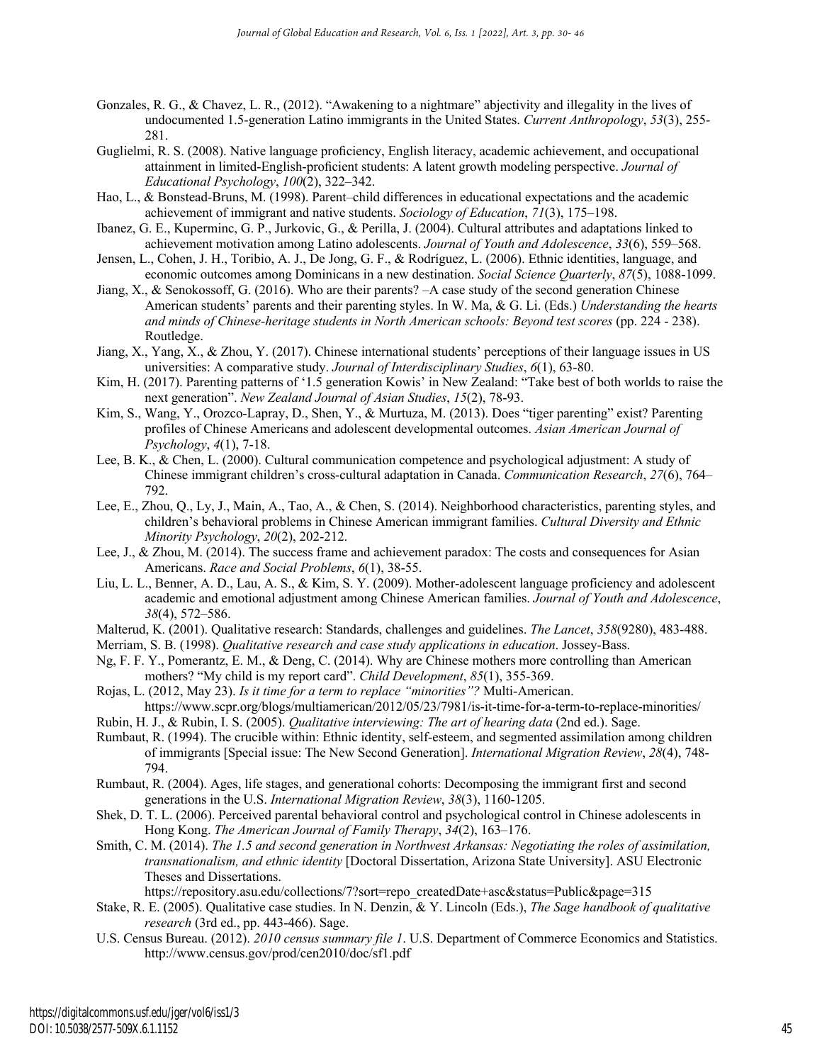Gonzales, R. G., & Chavez, L. R., (2012). "Awakening to a nightmare" abjectivity and illegality in the lives of undocumented 1.5-generation Latino immigrants in the United States. *Current Anthropology*, *53*(3), 255-281.

Guglielmi, R. S. (2008). Native language proficiency, English literacy, academic achievement, and occupational attainment in limited-English-proficient students: A latent growth modeling perspective. *Journal of Educational Psychology*, *100*(2), 322–342.

Hao, L., & Bonstead-Bruns, M. (1998). Parent–child differences in educational expectations and the academic achievement of immigrant and native students. *Sociology of Education*, *71*(3), 175–198.

Ibanez, G. E., Kuperminc, G. P., Jurkovic, G., & Perilla, J. (2004). Cultural attributes and adaptations linked to achievement motivation among Latino adolescents. *Journal of Youth and Adolescence*, *33*(6), 559–568.

Jensen, L., Cohen, J. H., Toribio, A. J., De Jong, G. F., & Rodríguez, L. (2006). Ethnic identities, language, and economic outcomes among Dominicans in a new destination. *Social Science Quarterly*, *87*(5), 1088-1099.

Jiang, X., & Senokossoff, G. (2016). Who are their parents? –A case study of the second generation Chinese American students' parents and their parenting styles. In W. Ma, & G. Li. (Eds.) *Understanding the hearts and minds of Chinese-heritage students in North American schools: Beyond test scores* (pp. 224 - 238). Routledge.

Jiang, X., Yang, X., & Zhou, Y. (2017). Chinese international students' perceptions of their language issues in US universities: A comparative study. *Journal of Interdisciplinary Studies*, *6*(1), 63-80.

Kim, H. (2017). Parenting patterns of '1.5 generation Kowis' in New Zealand: "Take best of both worlds to raise the next generation". *New Zealand Journal of Asian Studies*, *15*(2), 78-93.

Kim, S., Wang, Y., Orozco-Lapray, D., Shen, Y., & Murtuza, M. (2013). Does "tiger parenting" exist? Parenting profiles of Chinese Americans and adolescent developmental outcomes. *Asian American Journal of Psychology*, *4*(1), 7-18.

Lee, B. K., & Chen, L. (2000). Cultural communication competence and psychological adjustment: A study of Chinese immigrant children's cross-cultural adaptation in Canada. *Communication Research*, *27*(6), 764–792.

Lee, E., Zhou, Q., Ly, J., Main, A., Tao, A., & Chen, S. (2014). Neighborhood characteristics, parenting styles, and children's behavioral problems in Chinese American immigrant families. *Cultural Diversity and Ethnic Minority Psychology*, *20*(2), 202-212.

Lee, J., & Zhou, M. (2014). The success frame and achievement paradox: The costs and consequences for Asian Americans. *Race and Social Problems*, *6*(1), 38-55.

Liu, L. L., Benner, A. D., Lau, A. S., & Kim, S. Y. (2009). Mother-adolescent language proficiency and adolescent academic and emotional adjustment among Chinese American families. *Journal of Youth and Adolescence*, *38*(4), 572–586.

Malterud, K. (2001). Qualitative research: Standards, challenges and guidelines. *The Lancet*, *358*(9280), 483-488.

Merriam, S. B. (1998). *Qualitative research and case study applications in education*. Jossey-Bass.

Ng, F. F. Y., Pomerantz, E. M., & Deng, C. (2014). Why are Chinese mothers more controlling than American mothers? "My child is my report card". *Child Development*, *85*(1), 355-369.

Rojas, L. (2012, May 23). *Is it time for a term to replace "minorities"?* Multi-American. https://www.scpr.org/blogs/multiamerican/2012/05/23/7981/is-it-time-for-a-term-to-replace-minorities/

Rubin, H. J., & Rubin, I. S. (2005). *Qualitative interviewing: The art of hearing data* (2nd ed.). Sage.

Rumbaut, R. (1994). The crucible within: Ethnic identity, self-esteem, and segmented assimilation among children of immigrants [Special issue: The New Second Generation]. *International Migration Review*, *28*(4), 748-794.

Rumbaut, R. (2004). Ages, life stages, and generational cohorts: Decomposing the immigrant first and second generations in the U.S. *International Migration Review*, *38*(3), 1160-1205.

Shek, D. T. L. (2006). Perceived parental behavioral control and psychological control in Chinese adolescents in Hong Kong. *The American Journal of Family Therapy*, *34*(2), 163–176.

Smith, C. M. (2014). *The 1.5 and second generation in Northwest Arkansas: Negotiating the roles of assimilation, transnationalism, and ethnic identity* [Doctoral Dissertation, Arizona State University]. ASU Electronic Theses and Dissertations. https://repository.asu.edu/collections/7?sort=repo_createdDate+asc&status=Public&page=315

Stake, R. E. (2005). Qualitative case studies. In N. Denzin, & Y. Lincoln (Eds.), *The Sage handbook of qualitative research* (3rd ed., pp. 443-466). Sage.

U.S. Census Bureau. (2012). *2010 census summary file 1*. U.S. Department of Commerce Economics and Statistics. http://www.census.gov/prod/cen2010/doc/sf1.pdf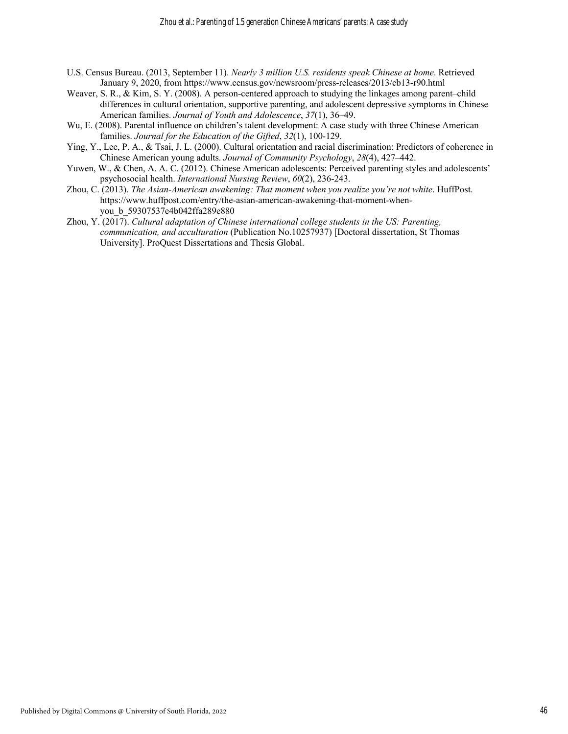U.S. Census Bureau. (2013, September 11). *Nearly 3 million U.S. residents speak Chinese at home*. Retrieved January 9, 2020, from https://www.census.gov/newsroom/press-releases/2013/cb13-r90.html

Weaver, S. R., & Kim, S. Y. (2008). A person-centered approach to studying the linkages among parent–child differences in cultural orientation, supportive parenting, and adolescent depressive symptoms in Chinese American families. *Journal of Youth and Adolescence*, *37*(1), 36–49.

Wu, E. (2008). Parental influence on children's talent development: A case study with three Chinese American families. *Journal for the Education of the Gifted*, *32*(1), 100-129.

Ying, Y., Lee, P. A., & Tsai, J. L. (2000). Cultural orientation and racial discrimination: Predictors of coherence in Chinese American young adults. *Journal of Community Psychology*, *28*(4), 427–442.

Yuwen, W., & Chen, A. A. C. (2012). Chinese American adolescents: Perceived parenting styles and adolescents' psychosocial health. *International Nursing Review*, *60*(2), 236-243.

Zhou, C. (2013). *The Asian-American awakening: That moment when you realize you're not white*. HuffPost. https://www.huffpost.com/entry/the-asian-american-awakening-that-moment-when-you_b_59307537e4b042ffa289e880

Zhou, Y. (2017). *Cultural adaptation of Chinese international college students in the US: Parenting, communication, and acculturation* (Publication No.10257937) [Doctoral dissertation, St Thomas University]. ProQuest Dissertations and Thesis Global.